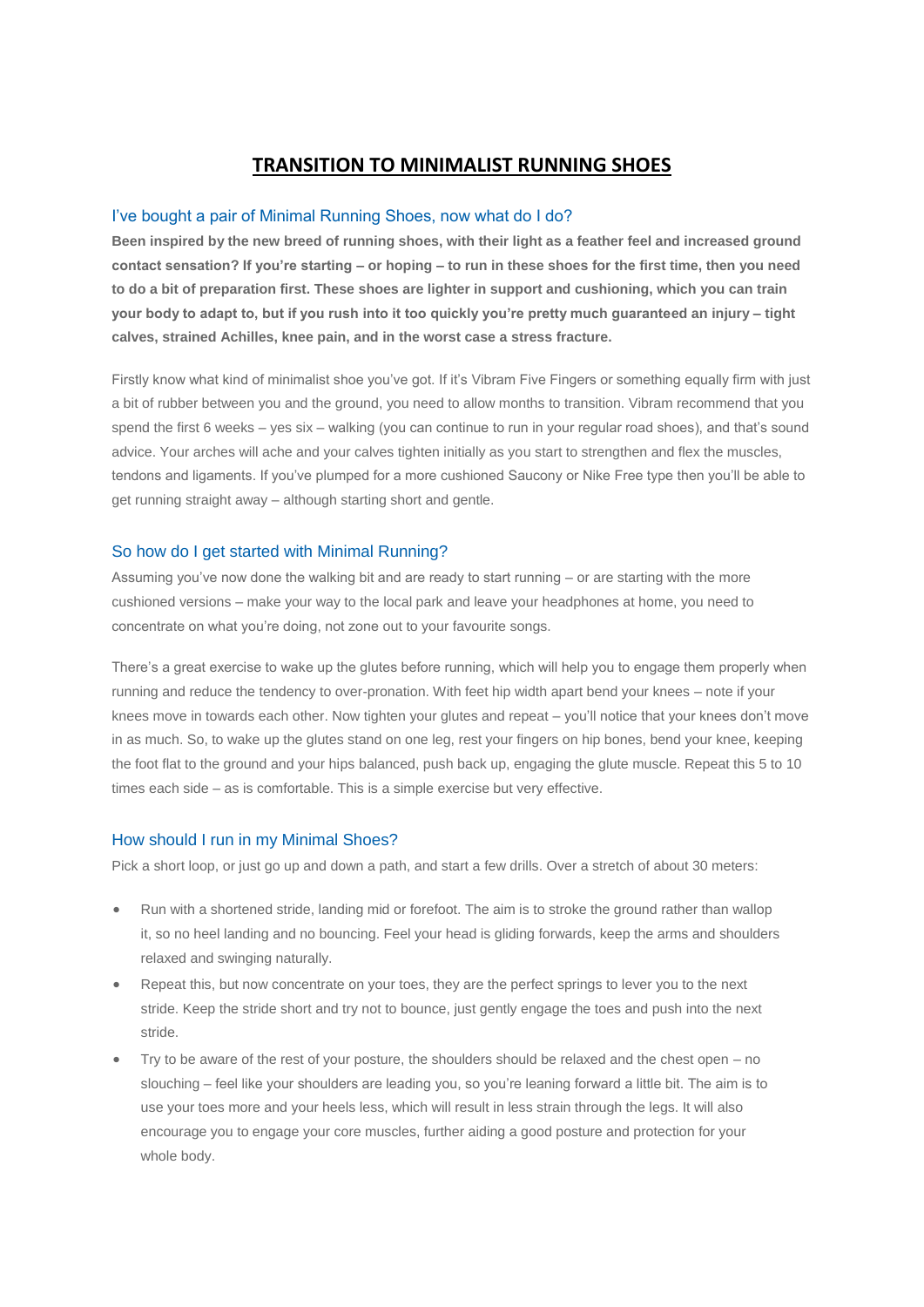# TRANSITION TO MINIMALIST RUNNING SHOES

## I've bought a pair of Minimal Running Shoes, now what do I do?

**Been inspired by the new breed of running shoes, with their light as a feather feel and increased ground contact sensation? If you're starting – or hoping – to run in these shoes for the first time, then you need to do a bit of preparation first. These shoes are lighter in support and cushioning, which you can train your body to adapt to, but if you rush into it too quickly you're pretty much guaranteed an injury – tight calves, strained Achilles, knee pain, and in the worst case a stress fracture.**

Firstly know what kind of minimalist shoe you've got. If it's Vibram Five Fingers or something equally firm with just a bit of rubber between you and the ground, you need to allow months to transition. Vibram recommend that you spend the first 6 weeks – yes six – walking (you can continue to run in your regular road shoes), and that's sound advice. Your arches will ache and your calves tighten initially as you start to strengthen and flex the muscles, tendons and ligaments. If you've plumped for a more cushioned Saucony or Nike Free type then you'll be able to get running straight away – although starting short and gentle.

## So how do I get started with Minimal Running?

Assuming you've now done the walking bit and are ready to start running – or are starting with the more cushioned versions – make your way to the local park and leave your headphones at home, you need to concentrate on what you're doing, not zone out to your favourite songs.

There's a great exercise to wake up the glutes before running, which will help you to engage them properly when running and reduce the tendency to over-pronation. With feet hip width apart bend your knees – note if your knees move in towards each other. Now tighten your glutes and repeat – you'll notice that your knees don't move in as much. So, to wake up the glutes stand on one leg, rest your fingers on hip bones, bend your knee, keeping the foot flat to the ground and your hips balanced, push back up, engaging the glute muscle. Repeat this 5 to 10 times each side – as is comfortable. This is a simple exercise but very effective.

## How should I run in my Minimal Shoes?

Pick a short loop, or just go up and down a path, and start a few drills. Over a stretch of about 30 meters:

- Run with a shortened stride, landing mid or forefoot. The aim is to stroke the ground rather than wallop it, so no heel landing and no bouncing. Feel your head is gliding forwards, keep the arms and shoulders relaxed and swinging naturally.
- Repeat this, but now concentrate on your toes, they are the perfect springs to lever you to the next stride. Keep the stride short and try not to bounce, just gently engage the toes and push into the next stride.
- Try to be aware of the rest of your posture, the shoulders should be relaxed and the chest open – no slouching – feel like your shoulders are leading you, so you're leaning forward a little bit. The aim is to use your toes more and your heels less, which will result in less strain through the legs. It will also encourage you to engage your core muscles, further aiding a good posture and protection for your whole body.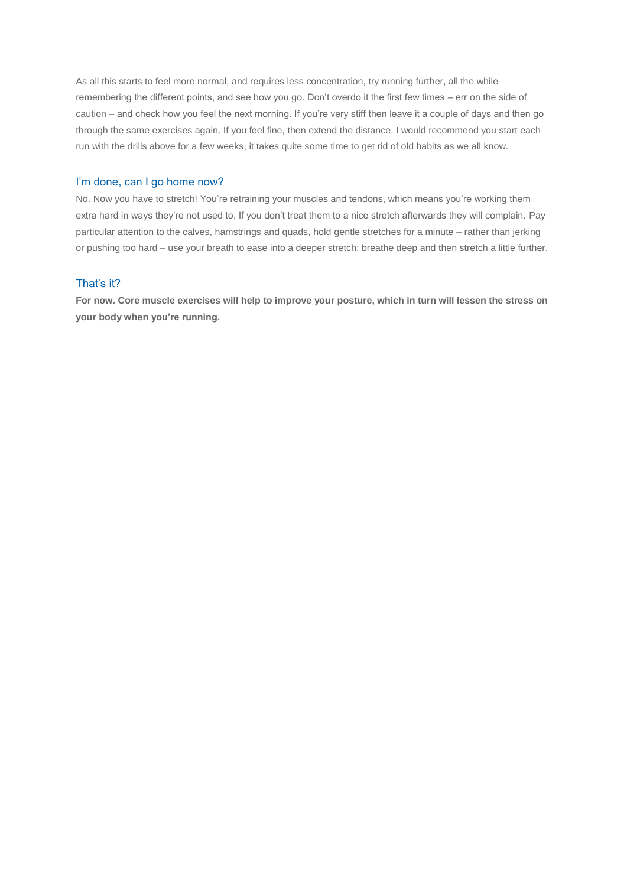As all this starts to feel more normal, and requires less concentration, try running further, all the while remembering the different points, and see how you go. Don't overdo it the first few times – err on the side of caution – and check how you feel the next morning. If you're very stiff then leave it a couple of days and then go through the same exercises again. If you feel fine, then extend the distance. I would recommend you start each run with the drills above for a few weeks, it takes quite some time to get rid of old habits as we all know.

## I'm done, can I go home now?

No. Now you have to stretch! You're retraining your muscles and tendons, which means you're working them extra hard in ways they're not used to. If you don't treat them to a nice stretch afterwards they will complain. Pay particular attention to the calves, hamstrings and quads, hold gentle stretches for a minute – rather than jerking or pushing too hard – use your breath to ease into a deeper stretch; breathe deep and then stretch a little further.

## That's it?

**For now. Core muscle exercises will help to improve your posture, which in turn will lessen the stress on your body when you're running.**